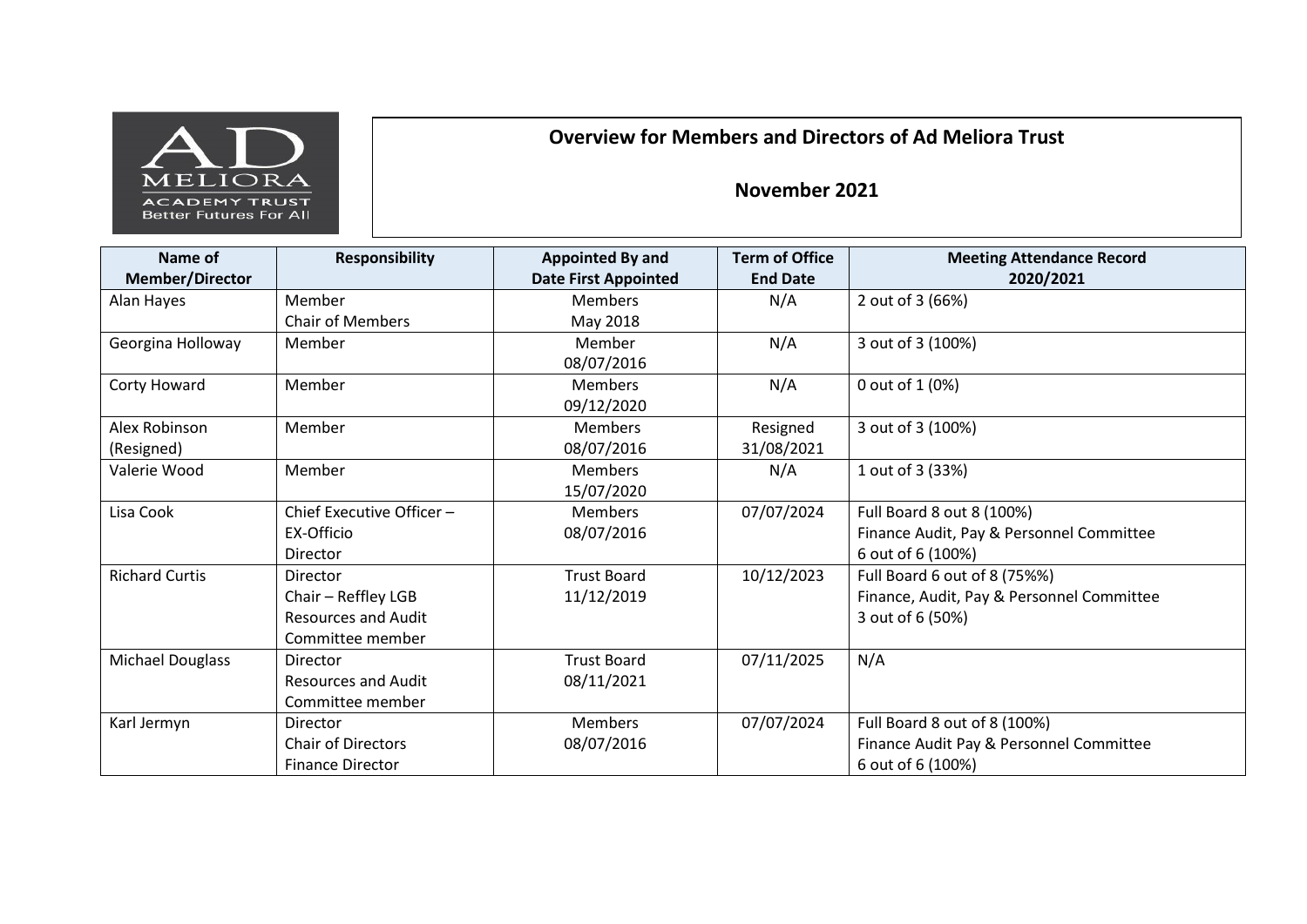# Overview for Members and Directors of Ad Meliora Trust

## November 2021

| Name of Member/Director | Responsibility | Appointed By and Date First Appointed | Term of Office End Date | Meeting Attendance Record 2020/2021 |
|---|---|---|---|---|
| Alan Hayes | Member<br>Chair of Members | Members<br>May 2018 | N/A | 2 out of 3 (66%) |
| Georgina Holloway | Member | Member<br>08/07/2016 | N/A | 3 out of 3 (100%) |
| Corty Howard | Member | Members<br>09/12/2020 | N/A | 0 out of 1 (0%) |
| Alex Robinson (Resigned) | Member | Members<br>08/07/2016 | Resigned<br>31/08/2021 | 3 out of 3 (100%) |
| Valerie Wood | Member | Members<br>15/07/2020 | N/A | 1 out of 3 (33%) |
| Lisa Cook | Chief Executive Officer – EX-Officio<br>Director | Members<br>08/07/2016 | 07/07/2024 | Full Board 8 out 8 (100%)<br>Finance Audit, Pay & Personnel Committee<br>6 out of 6 (100%) |
| Richard Curtis | Director<br>Chair – Reffley LGB<br>Resources and Audit Committee member | Trust Board<br>11/12/2019 | 10/12/2023 | Full Board 6 out of 8 (75%%)<br>Finance, Audit, Pay & Personnel Committee<br>3 out of 6 (50%) |
| Michael Douglass | Director<br>Resources and Audit Committee member | Trust Board<br>08/11/2021 | 07/11/2025 | N/A |
| Karl Jermyn | Director<br>Chair of Directors<br>Finance Director | Members<br>08/07/2016 | 07/07/2024 | Full Board 8 out of 8 (100%)<br>Finance Audit Pay & Personnel Committee<br>6 out of 6 (100%) |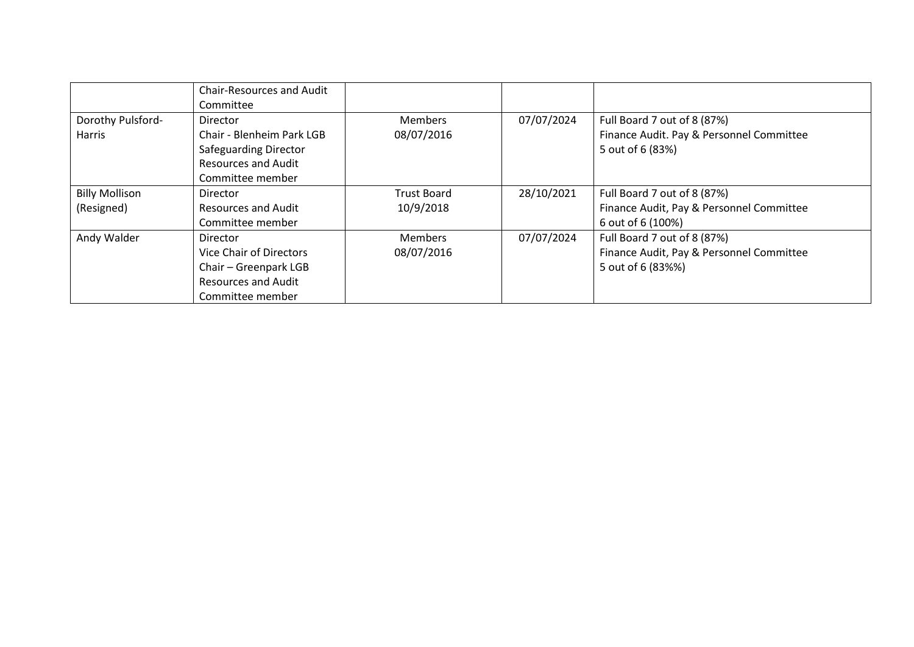| | | | | |
|---|---|---|---|---|
| | Chair-Resources and Audit Committee | | | |
| Dorothy Pulsford-Harris | Director<br>Chair - Blenheim Park LGB<br>Safeguarding Director<br>Resources and Audit Committee member | Members<br>08/07/2016 | 07/07/2024 | Full Board 7 out of 8 (87%)<br>Finance Audit. Pay & Personnel Committee<br>5 out of 6 (83%) |
| Billy Mollison<br>(Resigned) | Director<br>Resources and Audit Committee member | Trust Board<br>10/9/2018 | 28/10/2021 | Full Board 7 out of 8 (87%)<br>Finance Audit, Pay & Personnel Committee<br>6 out of 6 (100%) |
| Andy Walder | Director<br>Vice Chair of Directors<br>Chair – Greenpark LGB<br>Resources and Audit Committee member | Members<br>08/07/2016 | 07/07/2024 | Full Board 7 out of 8 (87%)<br>Finance Audit, Pay & Personnel Committee<br>5 out of 6 (83%%) |